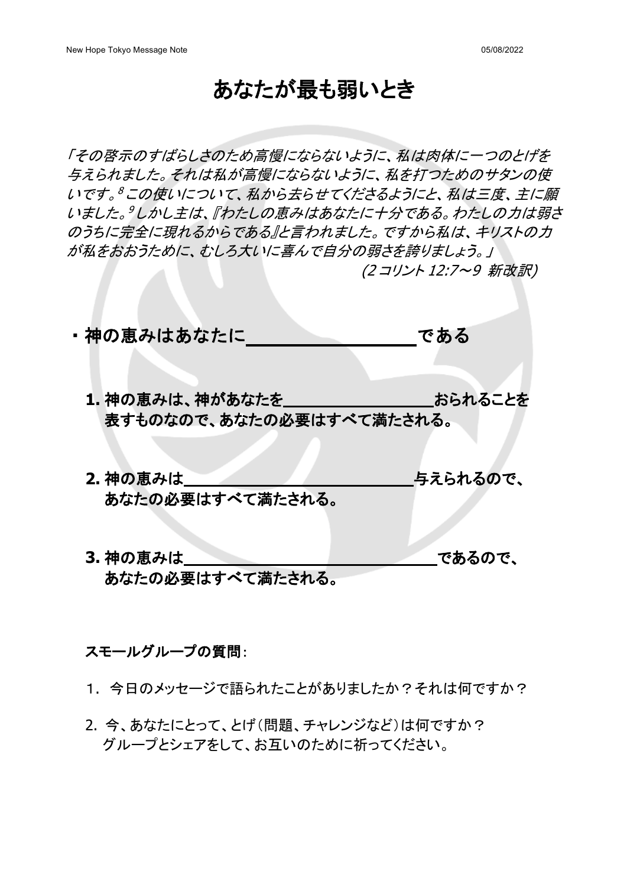# あなたが最も弱いとき

*「その啓示のすばらしさのため高慢にならないように、私は肉体に一つのとげを与えられました。それは私が高慢にならないように、私を打つためのサタンの使いです。[8] この使いについて、私から去らせてくださるようにと、私は三度、主に願いました。[9] しかし主は、『わたしの恵みはあなたに十分である。わたしの力は弱さのうちに完全に現れるからである』と言われました。ですから私は、キリストの力が私をおおうために、むしろ大いに喜んで自分の弱さを誇りましょう。」*

*(2 コリント 12:7～9 新改訳)*

**・神の恵みはあなたに＿＿＿＿＿＿＿＿＿＿である**

**1. 神の恵みは、神があなたを＿＿＿＿＿＿＿＿＿＿おられることを表すものなので、あなたの必要はすべて満たされる。**

**2. 神の恵みは＿＿＿＿＿＿＿＿＿＿＿＿＿＿与えられるので、あなたの必要はすべて満たされる。**

**3. 神の恵みは＿＿＿＿＿＿＿＿＿＿＿＿＿＿＿＿であるので、あなたの必要はすべて満たされる。**

**スモールグループの質問**：

1．今日のメッセージで語られたことがありましたか？それは何ですか？

2. 今、あなたにとって、とげ（問題、チャレンジなど）は何ですか？
グループとシェアをして、お互いのために祈ってください。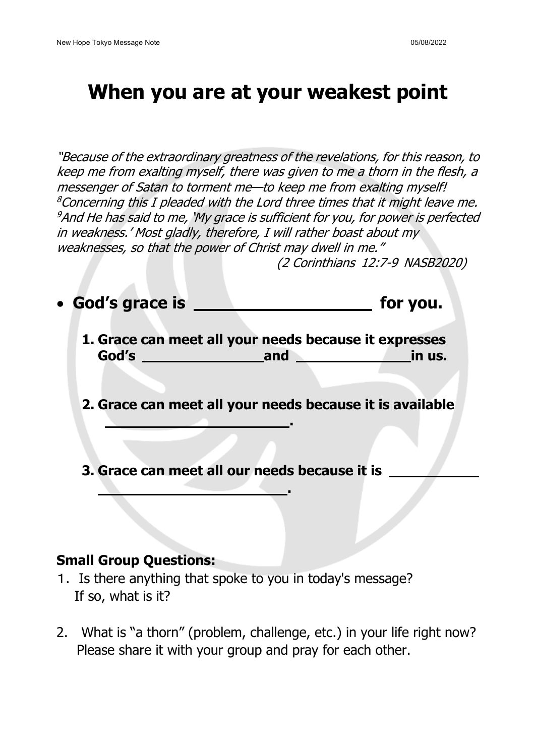# When you are at your weakest point

*"Because of the extraordinary greatness of the revelations, for this reason, to keep me from exalting myself, there was given to me a thorn in the flesh, a messenger of Satan to torment me—to keep me from exalting myself! [8]Concerning this I pleaded with the Lord three times that it might leave me. [9]And He has said to me, 'My grace is sufficient for you, for power is perfected in weakness.' Most gladly, therefore, I will rather boast about my weaknesses, so that the power of Christ may dwell in me."*

*(2 Corinthians 12:7-9 NASB2020)*

- **God's grace is ____________________ for you.**

   1. **Grace can meet all your needs because it expresses God's ______________ and ______________ in us.**

   2. **Grace can meet all your needs because it is available ______________________.**

   3. **Grace can meet all our needs because it is ____________ ________________________.**

## Small Group Questions:

1. Is there anything that spoke to you in today's message? If so, what is it?

2. What is "a thorn" (problem, challenge, etc.) in your life right now? Please share it with your group and pray for each other.